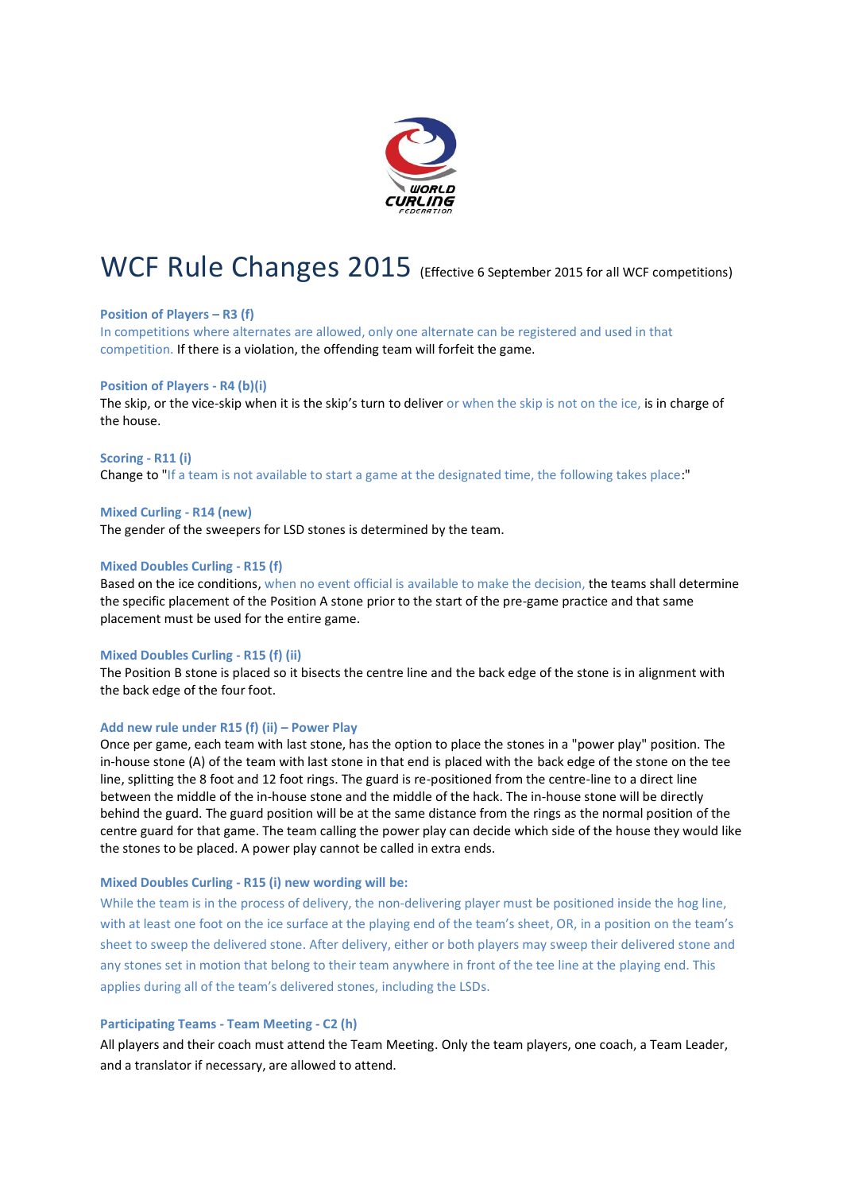# WCF Rule Changes 2015 (Effective 6 September 2015 for all WCF competitions)

### Position of Players – R3 (f)

In competitions where alternates are allowed, only one alternate can be registered and used in that competition. If there is a violation, the offending team will forfeit the game.

### Position of Players - R4 (b)(i)

The skip, or the vice-skip when it is the skip's turn to deliver or when the skip is not on the ice, is in charge of the house.

### Scoring - R11 (i)

Change to "If a team is not available to start a game at the designated time, the following takes place:"

### Mixed Curling - R14 (new)

The gender of the sweepers for LSD stones is determined by the team.

### Mixed Doubles Curling - R15 (f)

Based on the ice conditions, when no event official is available to make the decision, the teams shall determine the specific placement of the Position A stone prior to the start of the pre-game practice and that same placement must be used for the entire game.

### Mixed Doubles Curling - R15 (f) (ii)

The Position B stone is placed so it bisects the centre line and the back edge of the stone is in alignment with the back edge of the four foot.

### Add new rule under R15 (f) (ii) – Power Play

Once per game, each team with last stone, has the option to place the stones in a "power play" position. The in-house stone (A) of the team with last stone in that end is placed with the back edge of the stone on the tee line, splitting the 8 foot and 12 foot rings. The guard is re-positioned from the centre-line to a direct line between the middle of the in-house stone and the middle of the hack. The in-house stone will be directly behind the guard. The guard position will be at the same distance from the rings as the normal position of the centre guard for that game. The team calling the power play can decide which side of the house they would like the stones to be placed. A power play cannot be called in extra ends.

### Mixed Doubles Curling - R15 (i) new wording will be:

While the team is in the process of delivery, the non-delivering player must be positioned inside the hog line, with at least one foot on the ice surface at the playing end of the team's sheet, OR, in a position on the team's sheet to sweep the delivered stone. After delivery, either or both players may sweep their delivered stone and any stones set in motion that belong to their team anywhere in front of the tee line at the playing end. This applies during all of the team's delivered stones, including the LSDs.

### Participating Teams - Team Meeting - C2 (h)

All players and their coach must attend the Team Meeting. Only the team players, one coach, a Team Leader, and a translator if necessary, are allowed to attend.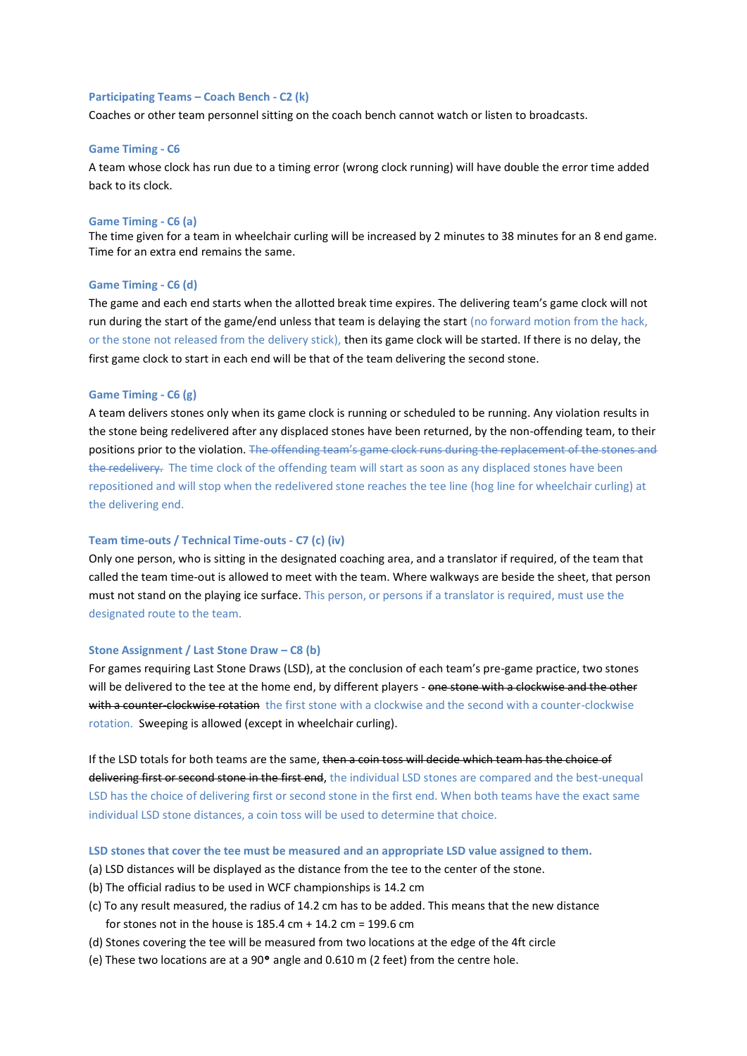**Participating Teams – Coach Bench - C2 (k)**

Coaches or other team personnel sitting on the coach bench cannot watch or listen to broadcasts.

**Game Timing - C6**

A team whose clock has run due to a timing error (wrong clock running) will have double the error time added back to its clock.

**Game Timing - C6 (a)**

The time given for a team in wheelchair curling will be increased by 2 minutes to 38 minutes for an 8 end game. Time for an extra end remains the same.

**Game Timing - C6 (d)**

The game and each end starts when the allotted break time expires. The delivering team's game clock will not run during the start of the game/end unless that team is delaying the start (no forward motion from the hack, or the stone not released from the delivery stick), then its game clock will be started. If there is no delay, the first game clock to start in each end will be that of the team delivering the second stone.

**Game Timing - C6 (g)**

A team delivers stones only when its game clock is running or scheduled to be running. Any violation results in the stone being redelivered after any displaced stones have been returned, by the non-offending team, to their positions prior to the violation. ~~The offending team's game clock runs during the replacement of the stones and the redelivery.~~ The time clock of the offending team will start as soon as any displaced stones have been repositioned and will stop when the redelivered stone reaches the tee line (hog line for wheelchair curling) at the delivering end.

**Team time-outs / Technical Time-outs - C7 (c) (iv)**

Only one person, who is sitting in the designated coaching area, and a translator if required, of the team that called the team time-out is allowed to meet with the team. Where walkways are beside the sheet, that person must not stand on the playing ice surface. This person, or persons if a translator is required, must use the designated route to the team.

**Stone Assignment / Last Stone Draw – C8 (b)**

For games requiring Last Stone Draws (LSD), at the conclusion of each team's pre-game practice, two stones will be delivered to the tee at the home end, by different players - ~~one stone with a clockwise and the other with a counter-clockwise rotation~~ the first stone with a clockwise and the second with a counter-clockwise rotation. Sweeping is allowed (except in wheelchair curling).

If the LSD totals for both teams are the same, ~~then a coin toss will decide which team has the choice of delivering first or second stone in the first end~~, the individual LSD stones are compared and the best-unequal LSD has the choice of delivering first or second stone in the first end. When both teams have the exact same individual LSD stone distances, a coin toss will be used to determine that choice.

**LSD stones that cover the tee must be measured and an appropriate LSD value assigned to them.**

(a) LSD distances will be displayed as the distance from the tee to the center of the stone.

(b) The official radius to be used in WCF championships is 14.2 cm

(c) To any result measured, the radius of 14.2 cm has to be added. This means that the new distance for stones not in the house is 185.4 cm + 14.2 cm = 199.6 cm

(d) Stones covering the tee will be measured from two locations at the edge of the 4ft circle

(e) These two locations are at a 90° angle and 0.610 m (2 feet) from the centre hole.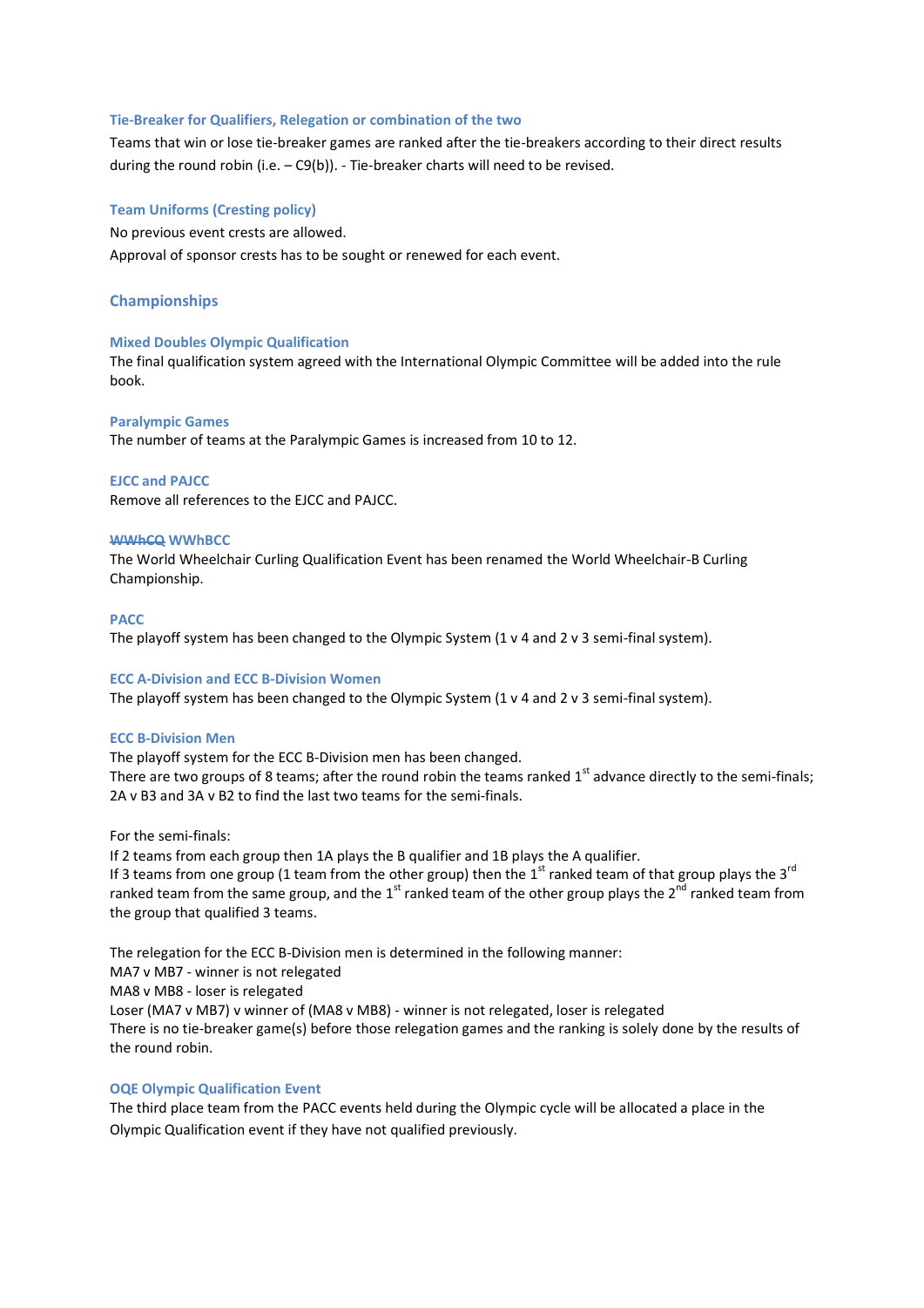### Tie-Breaker for Qualifiers, Relegation or combination of the two

Teams that win or lose tie-breaker games are ranked after the tie-breakers according to their direct results during the round robin (i.e. – C9(b)). - Tie-breaker charts will need to be revised.

### Team Uniforms (Cresting policy)

No previous event crests are allowed.
Approval of sponsor crests has to be sought or renewed for each event.

## Championships

### Mixed Doubles Olympic Qualification

The final qualification system agreed with the International Olympic Committee will be added into the rule book.

### Paralympic Games

The number of teams at the Paralympic Games is increased from 10 to 12.

### EJCC and PAJCC

Remove all references to the EJCC and PAJCC.

### ~~WWhCQ~~ WWhBCC

The World Wheelchair Curling Qualification Event has been renamed the World Wheelchair-B Curling Championship.

### PACC

The playoff system has been changed to the Olympic System (1 v 4 and 2 v 3 semi-final system).

### ECC A-Division and ECC B-Division Women

The playoff system has been changed to the Olympic System (1 v 4 and 2 v 3 semi-final system).

### ECC B-Division Men

The playoff system for the ECC B-Division men has been changed.
There are two groups of 8 teams; after the round robin the teams ranked 1st advance directly to the semi-finals; 2A v B3 and 3A v B2 to find the last two teams for the semi-finals.

For the semi-finals:
If 2 teams from each group then 1A plays the B qualifier and 1B plays the A qualifier.
If 3 teams from one group (1 team from the other group) then the 1st ranked team of that group plays the 3rd ranked team from the same group, and the 1st ranked team of the other group plays the 2nd ranked team from the group that qualified 3 teams.

The relegation for the ECC B-Division men is determined in the following manner:
MA7 v MB7 - winner is not relegated
MA8 v MB8 - loser is relegated
Loser (MA7 v MB7) v winner of (MA8 v MB8) - winner is not relegated, loser is relegated
There is no tie-breaker game(s) before those relegation games and the ranking is solely done by the results of the round robin.

### OQE Olympic Qualification Event

The third place team from the PACC events held during the Olympic cycle will be allocated a place in the Olympic Qualification event if they have not qualified previously.